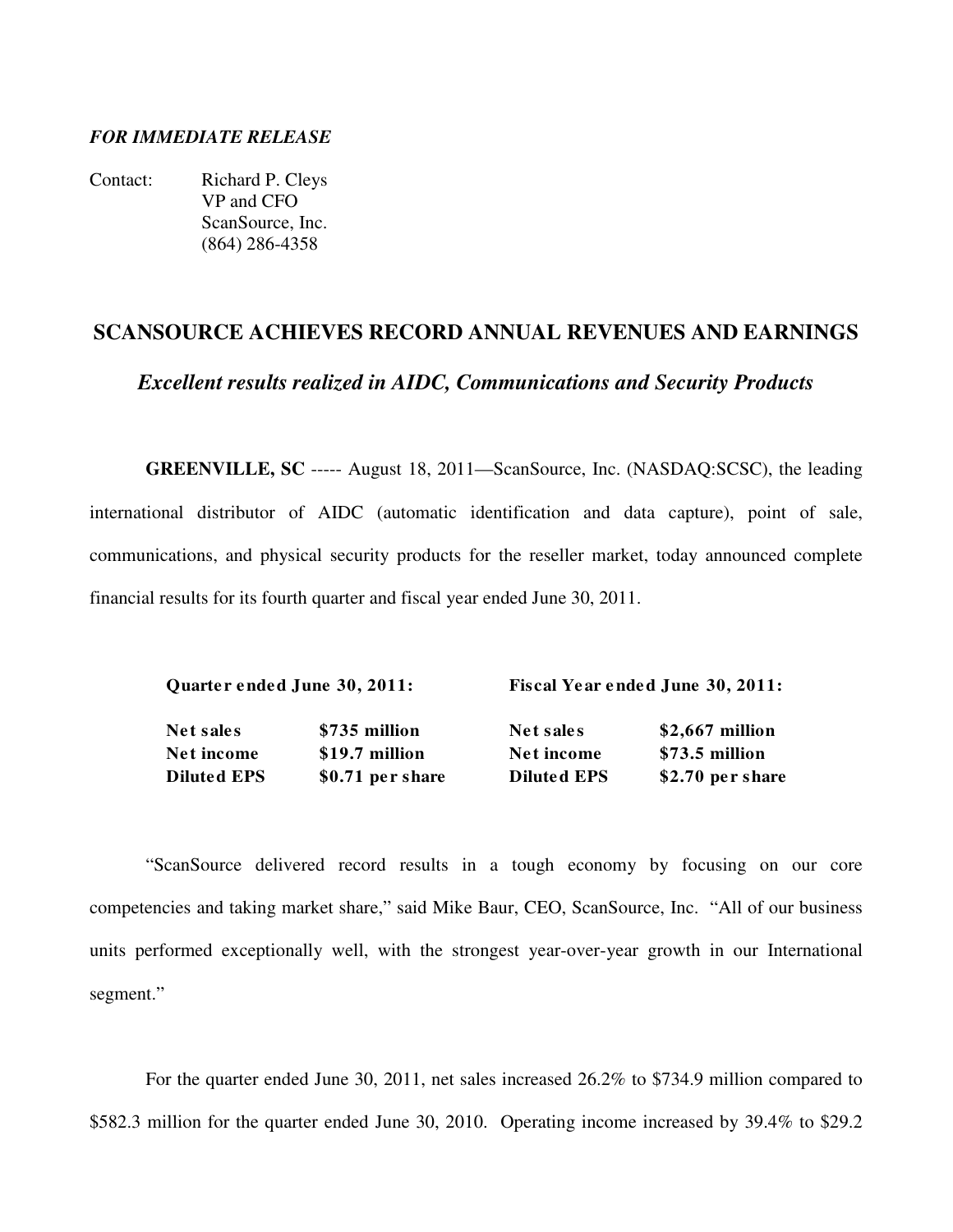***FOR IMMEDIATE RELEASE***

Contact: Richard P. Cleys
VP and CFO
ScanSource, Inc.
(864) 286-4358

## SCANSOURCE ACHIEVES RECORD ANNUAL REVENUES AND EARNINGS

### *Excellent results realized in AIDC, Communications and Security Products*

**GREENVILLE, SC** ----- August 18, 2011—ScanSource, Inc. (NASDAQ:SCSC), the leading international distributor of AIDC (automatic identification and data capture), point of sale, communications, and physical security products for the reseller market, today announced complete financial results for its fourth quarter and fiscal year ended June 30, 2011.

| **Quarter ended June 30, 2011:** | | **Fiscal Year ended June 30, 2011:** | |
|---|---|---|---|
| **Net sales** | **$735 million** | **Net sales** | **$2,667 million** |
| **Net income** | **$19.7 million** | **Net income** | **$73.5 million** |
| **Diluted EPS** | **$0.71 per share** | **Diluted EPS** | **$2.70 per share** |

"ScanSource delivered record results in a tough economy by focusing on our core competencies and taking market share," said Mike Baur, CEO, ScanSource, Inc. "All of our business units performed exceptionally well, with the strongest year-over-year growth in our International segment."

For the quarter ended June 30, 2011, net sales increased 26.2% to $734.9 million compared to $582.3 million for the quarter ended June 30, 2010. Operating income increased by 39.4% to $29.2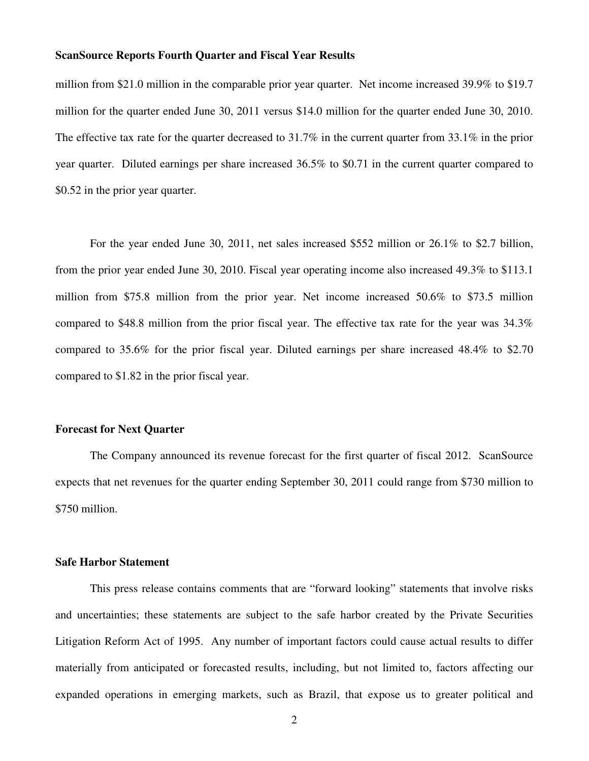million from $21.0 million in the comparable prior year quarter. Net income increased 39.9% to $19.7 million for the quarter ended June 30, 2011 versus $14.0 million for the quarter ended June 30, 2010. The effective tax rate for the quarter decreased to 31.7% in the current quarter from 33.1% in the prior year quarter. Diluted earnings per share increased 36.5% to $0.71 in the current quarter compared to $0.52 in the prior year quarter.

For the year ended June 30, 2011, net sales increased $552 million or 26.1% to $2.7 billion, from the prior year ended June 30, 2010. Fiscal year operating income also increased 49.3% to $113.1 million from $75.8 million from the prior year. Net income increased 50.6% to $73.5 million compared to $48.8 million from the prior fiscal year. The effective tax rate for the year was 34.3% compared to 35.6% for the prior fiscal year. Diluted earnings per share increased 48.4% to $2.70 compared to $1.82 in the prior fiscal year.

**Forecast for Next Quarter**

The Company announced its revenue forecast for the first quarter of fiscal 2012. ScanSource expects that net revenues for the quarter ending September 30, 2011 could range from $730 million to $750 million.

**Safe Harbor Statement**

This press release contains comments that are "forward looking" statements that involve risks and uncertainties; these statements are subject to the safe harbor created by the Private Securities Litigation Reform Act of 1995. Any number of important factors could cause actual results to differ materially from anticipated or forecasted results, including, but not limited to, factors affecting our expanded operations in emerging markets, such as Brazil, that expose us to greater political and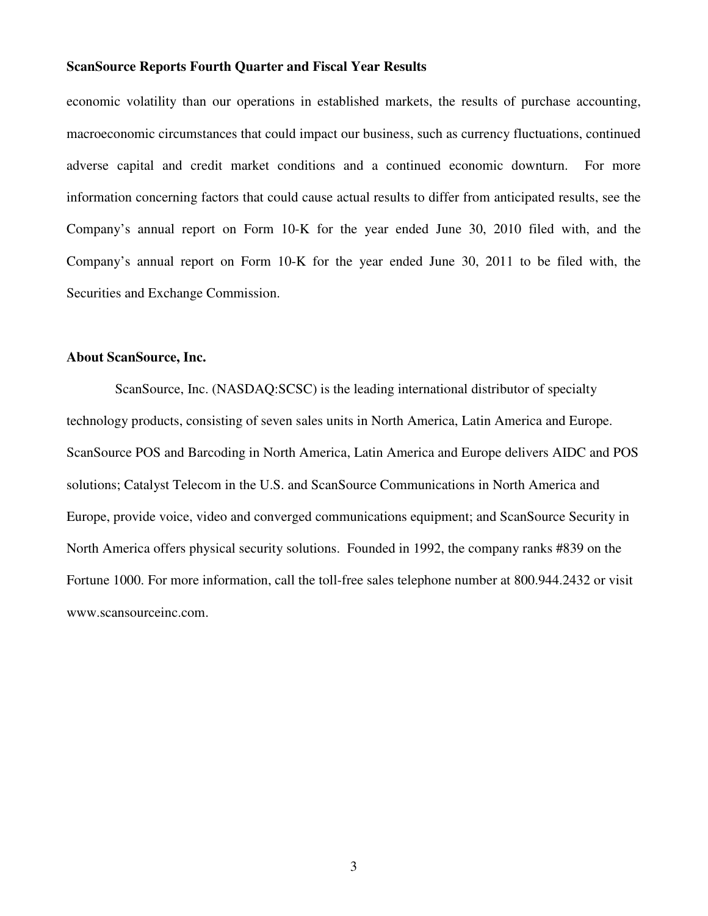economic volatility than our operations in established markets, the results of purchase accounting, macroeconomic circumstances that could impact our business, such as currency fluctuations, continued adverse capital and credit market conditions and a continued economic downturn. For more information concerning factors that could cause actual results to differ from anticipated results, see the Company's annual report on Form 10-K for the year ended June 30, 2010 filed with, and the Company's annual report on Form 10-K for the year ended June 30, 2011 to be filed with, the Securities and Exchange Commission.

**About ScanSource, Inc.**

ScanSource, Inc. (NASDAQ:SCSC) is the leading international distributor of specialty technology products, consisting of seven sales units in North America, Latin America and Europe. ScanSource POS and Barcoding in North America, Latin America and Europe delivers AIDC and POS solutions; Catalyst Telecom in the U.S. and ScanSource Communications in North America and Europe, provide voice, video and converged communications equipment; and ScanSource Security in North America offers physical security solutions. Founded in 1992, the company ranks #839 on the Fortune 1000. For more information, call the toll-free sales telephone number at 800.944.2432 or visit www.scansourceinc.com.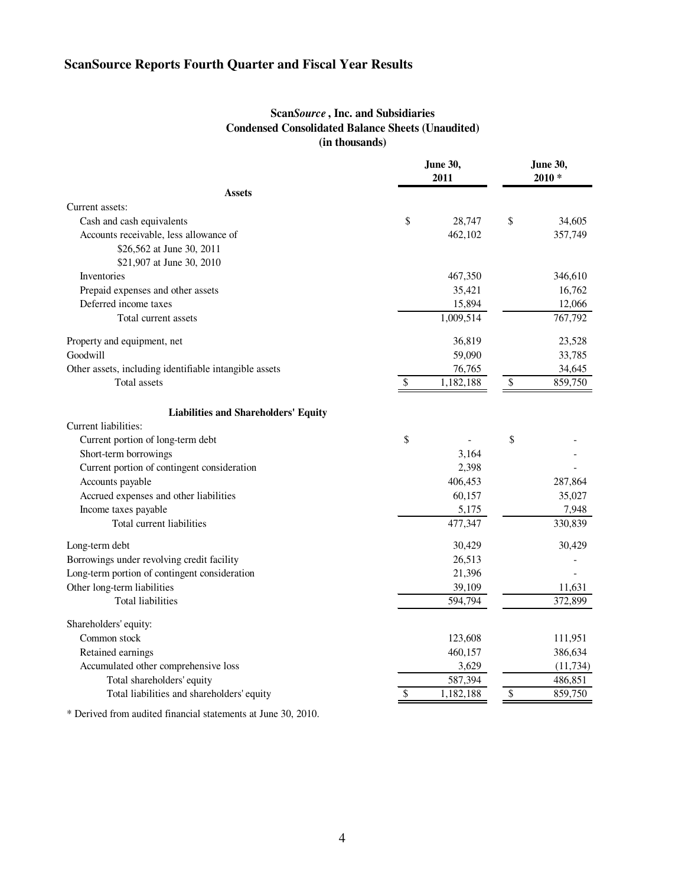## ScanSource Reports Fourth Quarter and Fiscal Year Results

### Scan*Source* , Inc. and Subsidiaries
### Condensed Consolidated Balance Sheets (Unaudited)
### (in thousands)

| | June 30, 2011 | June 30, 2010 * |
|---|---|---|
| **Assets** | | |
| Current assets: | | |
| Cash and cash equivalents | $ 28,747 | $ 34,605 |
| Accounts receivable, less allowance of $26,562 at June 30, 2011 $21,907 at June 30, 2010 | 462,102 | 357,749 |
| Inventories | 467,350 | 346,610 |
| Prepaid expenses and other assets | 35,421 | 16,762 |
| Deferred income taxes | 15,894 | 12,066 |
| Total current assets | 1,009,514 | 767,792 |
| Property and equipment, net | 36,819 | 23,528 |
| Goodwill | 59,090 | 33,785 |
| Other assets, including identifiable intangible assets | 76,765 | 34,645 |
| Total assets | $ 1,182,188 | $ 859,750 |
| **Liabilities and Shareholders' Equity** | | |
| Current liabilities: | | |
| Current portion of long-term debt | $ - | $ - |
| Short-term borrowings | 3,164 | - |
| Current portion of contingent consideration | 2,398 | - |
| Accounts payable | 406,453 | 287,864 |
| Accrued expenses and other liabilities | 60,157 | 35,027 |
| Income taxes payable | 5,175 | 7,948 |
| Total current liabilities | 477,347 | 330,839 |
| Long-term debt | 30,429 | 30,429 |
| Borrowings under revolving credit facility | 26,513 | - |
| Long-term portion of contingent consideration | 21,396 | - |
| Other long-term liabilities | 39,109 | 11,631 |
| Total liabilities | 594,794 | 372,899 |
| Shareholders' equity: | | |
| Common stock | 123,608 | 111,951 |
| Retained earnings | 460,157 | 386,634 |
| Accumulated other comprehensive loss | 3,629 | (11,734) |
| Total shareholders' equity | 587,394 | 486,851 |
| Total liabilities and shareholders' equity | $ 1,182,188 | $ 859,750 |

* Derived from audited financial statements at June 30, 2010.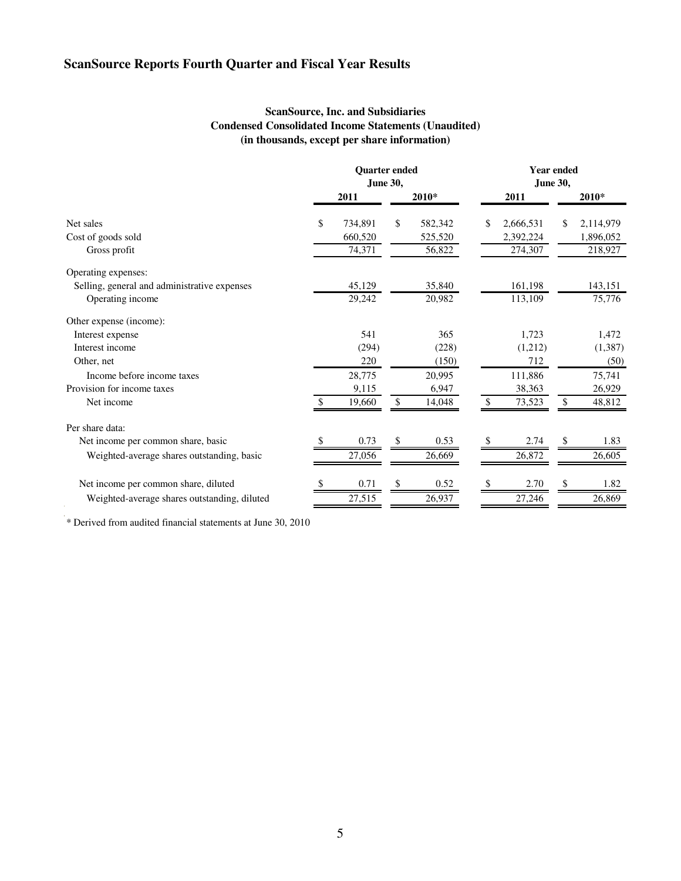## ScanSource Reports Fourth Quarter and Fiscal Year Results

**ScanSource, Inc. and Subsidiaries**
**Condensed Consolidated Income Statements (Unaudited)**
**(in thousands, except per share information)**

| | Quarter ended June 30, | | Year ended June 30, | |
|---|---|---|---|---|
| | 2011 | 2010* | 2011 | 2010* |
| Net sales | $ 734,891 | $ 582,342 | $ 2,666,531 | $ 2,114,979 |
| Cost of goods sold | 660,520 | 525,520 | 2,392,224 | 1,896,052 |
| Gross profit | 74,371 | 56,822 | 274,307 | 218,927 |
| Operating expenses: | | | | |
| Selling, general and administrative expenses | 45,129 | 35,840 | 161,198 | 143,151 |
| Operating income | 29,242 | 20,982 | 113,109 | 75,776 |
| Other expense (income): | | | | |
| Interest expense | 541 | 365 | 1,723 | 1,472 |
| Interest income | (294) | (228) | (1,212) | (1,387) |
| Other, net | 220 | (150) | 712 | (50) |
| Income before income taxes | 28,775 | 20,995 | 111,886 | 75,741 |
| Provision for income taxes | 9,115 | 6,947 | 38,363 | 26,929 |
| Net income | $ 19,660 | $ 14,048 | $ 73,523 | $ 48,812 |
| Per share data: | | | | |
| Net income per common share, basic | $ 0.73 | $ 0.53 | $ 2.74 | $ 1.83 |
| Weighted-average shares outstanding, basic | 27,056 | 26,669 | 26,872 | 26,605 |
| Net income per common share, diluted | $ 0.71 | $ 0.52 | $ 2.70 | $ 1.82 |
| Weighted-average shares outstanding, diluted | 27,515 | 26,937 | 27,246 | 26,869 |

* Derived from audited financial statements at June 30, 2010